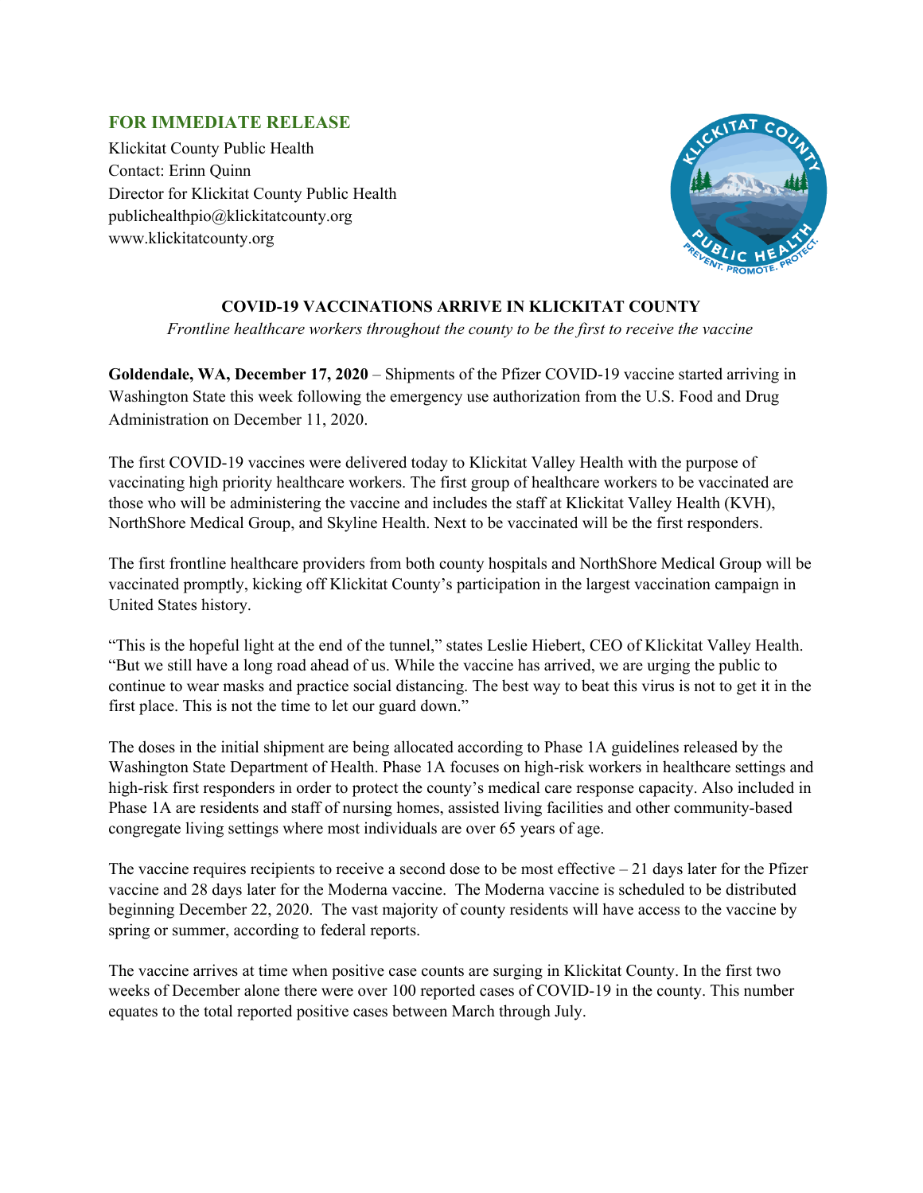**FOR IMMEDIATE RELEASE**

Klickitat County Public Health
Contact: Erinn Quinn
Director for Klickitat County Public Health
publichealthpio@klickitatcounty.org
www.klickitatcounty.org

# COVID-19 VACCINATIONS ARRIVE IN KLICKITAT COUNTY

*Frontline healthcare workers throughout the county to be the first to receive the vaccine*

**Goldendale, WA, December 17, 2020** – Shipments of the Pfizer COVID-19 vaccine started arriving in Washington State this week following the emergency use authorization from the U.S. Food and Drug Administration on December 11, 2020.

The first COVID-19 vaccines were delivered today to Klickitat Valley Health with the purpose of vaccinating high priority healthcare workers. The first group of healthcare workers to be vaccinated are those who will be administering the vaccine and includes the staff at Klickitat Valley Health (KVH), NorthShore Medical Group, and Skyline Health. Next to be vaccinated will be the first responders.

The first frontline healthcare providers from both county hospitals and NorthShore Medical Group will be vaccinated promptly, kicking off Klickitat County's participation in the largest vaccination campaign in United States history.

"This is the hopeful light at the end of the tunnel," states Leslie Hiebert, CEO of Klickitat Valley Health. "But we still have a long road ahead of us. While the vaccine has arrived, we are urging the public to continue to wear masks and practice social distancing. The best way to beat this virus is not to get it in the first place. This is not the time to let our guard down."

The doses in the initial shipment are being allocated according to Phase 1A guidelines released by the Washington State Department of Health. Phase 1A focuses on high-risk workers in healthcare settings and high-risk first responders in order to protect the county's medical care response capacity. Also included in Phase 1A are residents and staff of nursing homes, assisted living facilities and other community-based congregate living settings where most individuals are over 65 years of age.

The vaccine requires recipients to receive a second dose to be most effective – 21 days later for the Pfizer vaccine and 28 days later for the Moderna vaccine. The Moderna vaccine is scheduled to be distributed beginning December 22, 2020. The vast majority of county residents will have access to the vaccine by spring or summer, according to federal reports.

The vaccine arrives at time when positive case counts are surging in Klickitat County. In the first two weeks of December alone there were over 100 reported cases of COVID-19 in the county. This number equates to the total reported positive cases between March through July.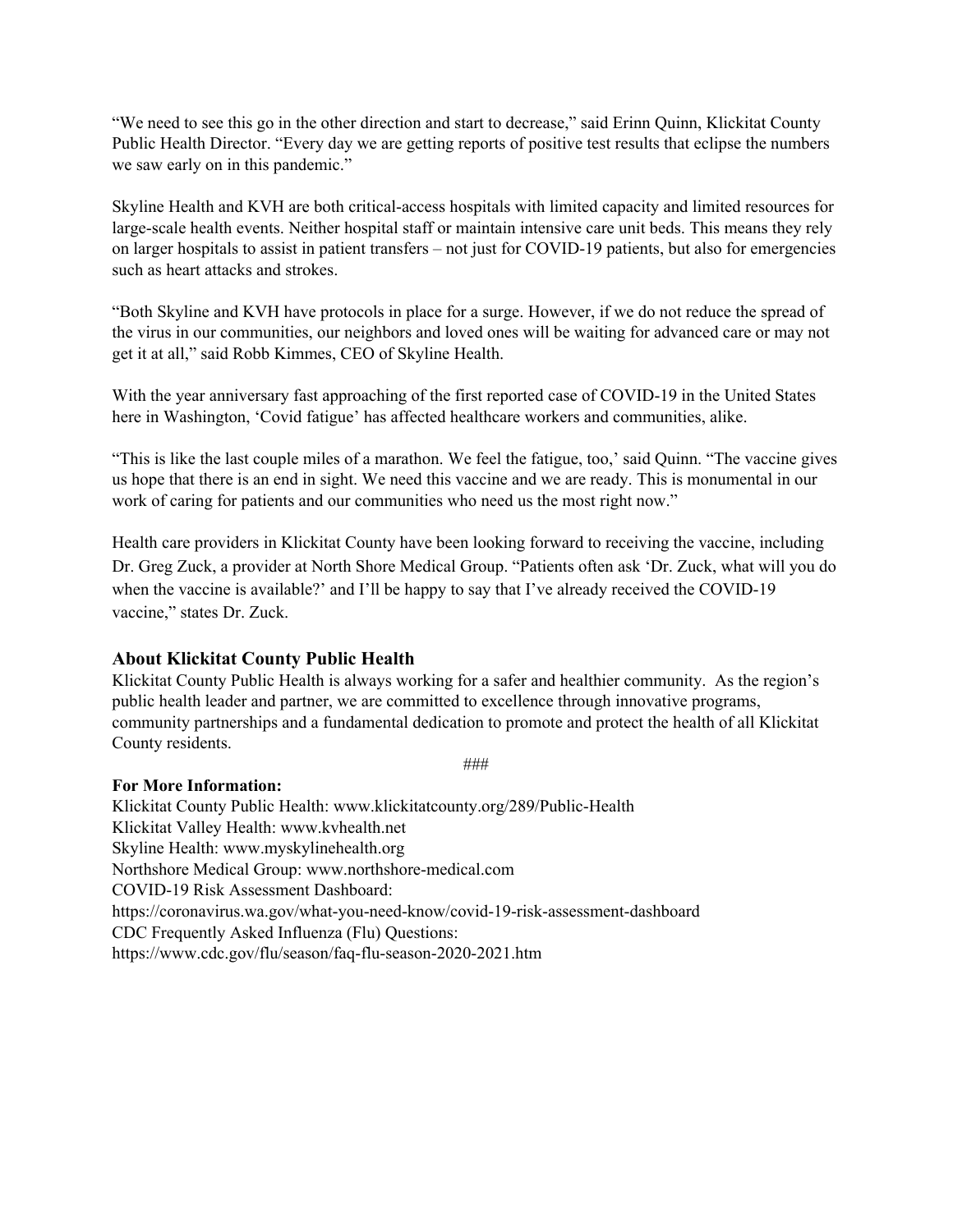“We need to see this go in the other direction and start to decrease,” said Erinn Quinn, Klickitat County Public Health Director. “Every day we are getting reports of positive test results that eclipse the numbers we saw early on in this pandemic.”

Skyline Health and KVH are both critical-access hospitals with limited capacity and limited resources for large-scale health events. Neither hospital staff or maintain intensive care unit beds. This means they rely on larger hospitals to assist in patient transfers – not just for COVID-19 patients, but also for emergencies such as heart attacks and strokes.

“Both Skyline and KVH have protocols in place for a surge. However, if we do not reduce the spread of the virus in our communities, our neighbors and loved ones will be waiting for advanced care or may not get it at all,” said Robb Kimmes, CEO of Skyline Health.

With the year anniversary fast approaching of the first reported case of COVID-19 in the United States here in Washington, ‘Covid fatigue’ has affected healthcare workers and communities, alike.

“This is like the last couple miles of a marathon. We feel the fatigue, too,’ said Quinn. “The vaccine gives us hope that there is an end in sight. We need this vaccine and we are ready. This is monumental in our work of caring for patients and our communities who need us the most right now.”

Health care providers in Klickitat County have been looking forward to receiving the vaccine, including Dr. Greg Zuck, a provider at North Shore Medical Group. “Patients often ask ‘Dr. Zuck, what will you do when the vaccine is available?’ and I’ll be happy to say that I’ve already received the COVID-19 vaccine,” states Dr. Zuck.

### About Klickitat County Public Health

Klickitat County Public Health is always working for a safer and healthier community. As the region’s public health leader and partner, we are committed to excellence through innovative programs, community partnerships and a fundamental dedication to promote and protect the health of all Klickitat County residents.

###

**For More Information:**

Klickitat County Public Health: www.klickitatcounty.org/289/Public-Health
Klickitat Valley Health: www.kvhealth.net
Skyline Health: www.myskylinehealth.org
Northshore Medical Group: www.northshore-medical.com
COVID-19 Risk Assessment Dashboard:
https://coronavirus.wa.gov/what-you-need-know/covid-19-risk-assessment-dashboard
CDC Frequently Asked Influenza (Flu) Questions:
https://www.cdc.gov/flu/season/faq-flu-season-2020-2021.htm